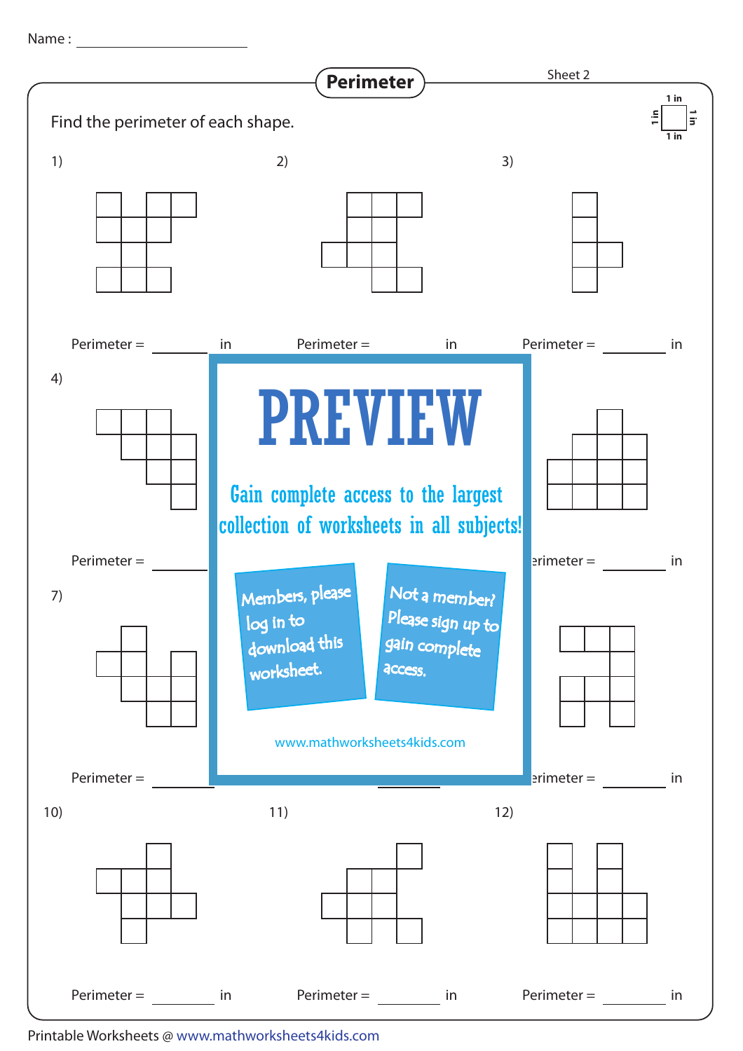Name : ____________________

# Perimeter

Sheet 2

Find the perimeter of each shape.

1 in

1) 

Perimeter = ________ in

2) 

Perimeter = ________ in

3) 

Perimeter = ________ in

4) 

Perimeter = ________

PREVIEW

Gain complete access to the largest collection of worksheets in all subjects!

Members, please log in to download this worksheet.

Not a member? Please sign up to gain complete access.

www.mathworksheets4kids.com

erimeter = ________ in

7) 

Perimeter = ________

erimeter = ________ in

10) 

Perimeter = ________ in

11) 

Perimeter = ________ in

12) 

Perimeter = ________ in

Printable Worksheets @ www.mathworksheets4kids.com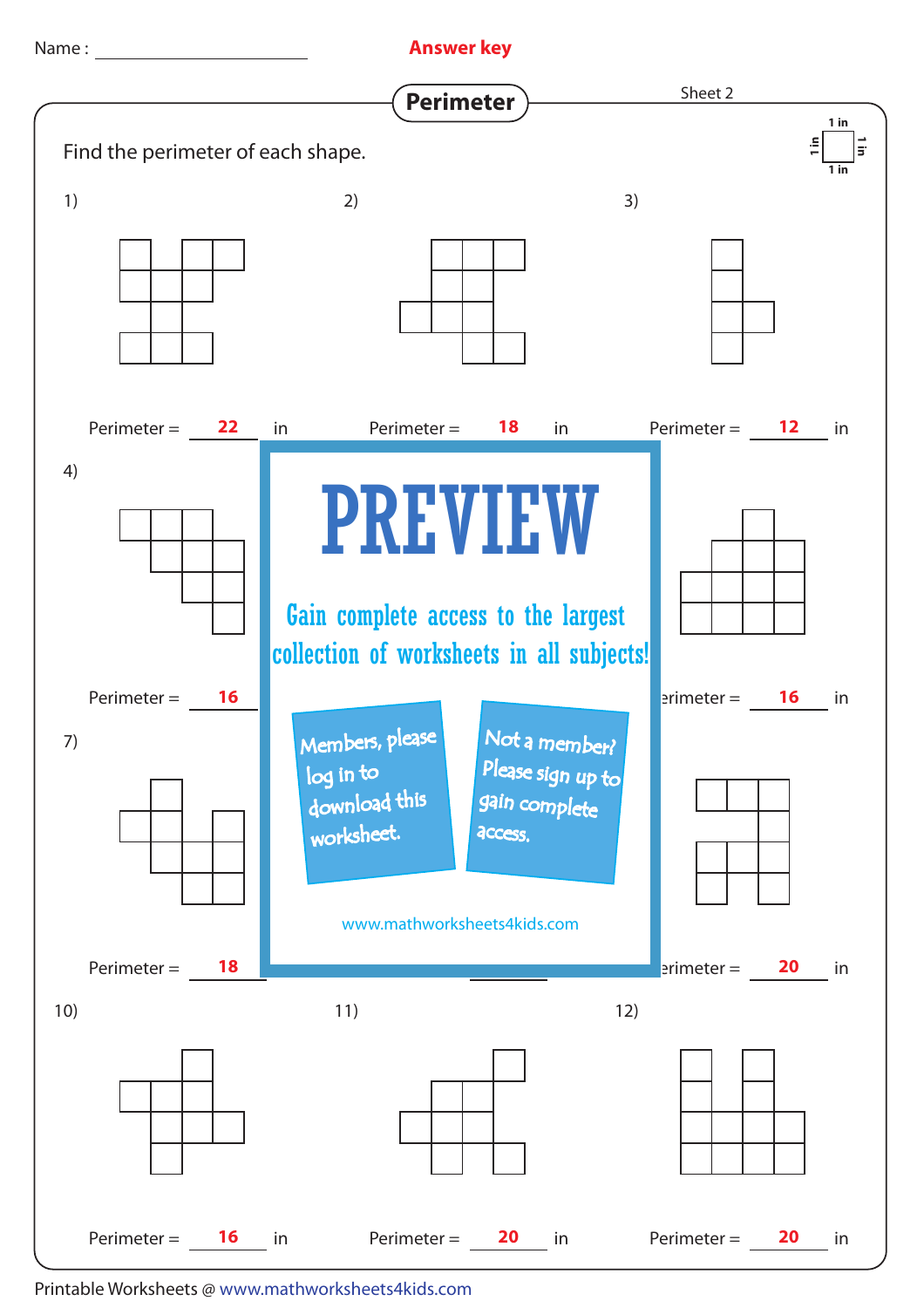Name : ____________________ **Answer key**

# Perimeter

Sheet 2

Find the perimeter of each shape.

1 in, 1 in, 1 in, 1 in

1) Perimeter = **22** in

2) Perimeter = **18** in

3) Perimeter = **12** in

4) Perimeter = **16** in

6) Perimeter = **16** in

7) Perimeter = **18** in

9) Perimeter = **20** in

10) Perimeter = **16** in

11) Perimeter = **20** in

12) Perimeter = **20** in

**PREVIEW**

Gain complete access to the largest collection of worksheets in all subjects!

Members, please log in to download this worksheet.

Not a member? Please sign up to gain complete access.

www.mathworksheets4kids.com

Printable Worksheets @ www.mathworksheets4kids.com